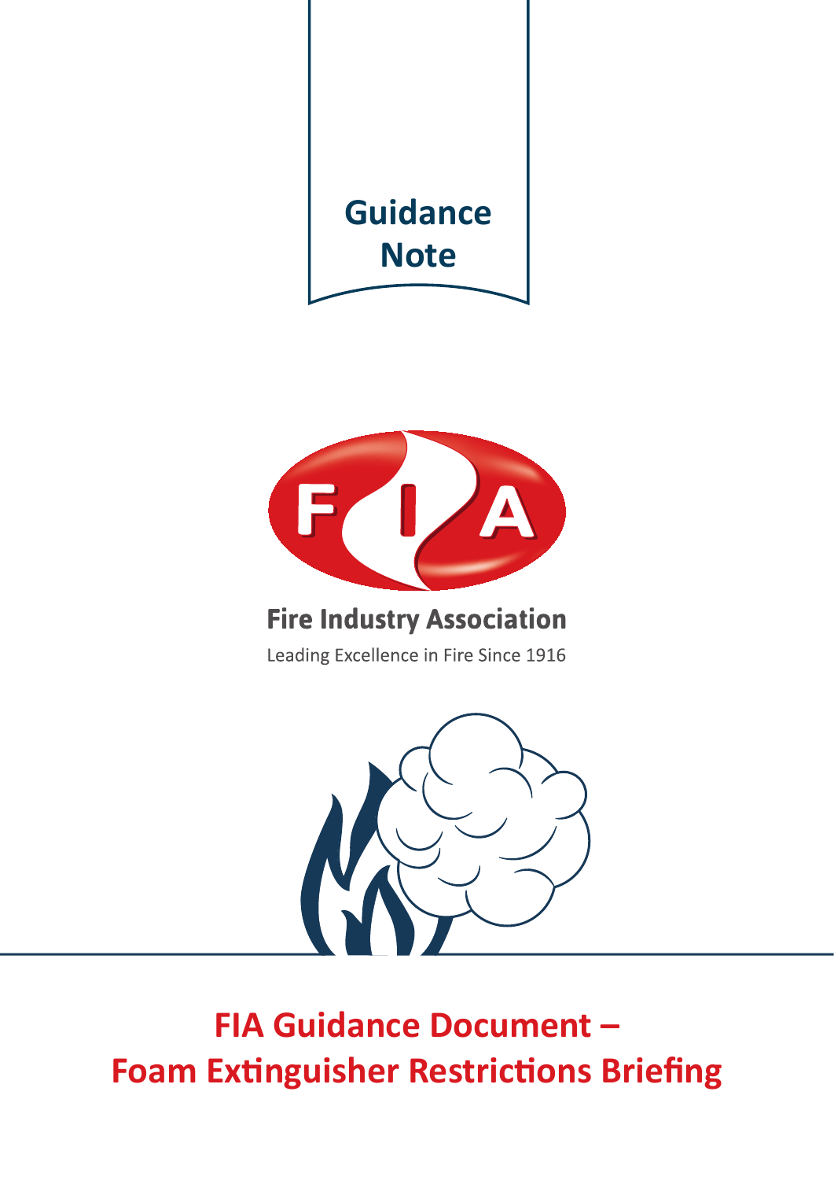Guidance Note

Fire Industry Association

Leading Excellence in Fire Since 1916

# FIA Guidance Document – Foam Extinguisher Restrictions Briefing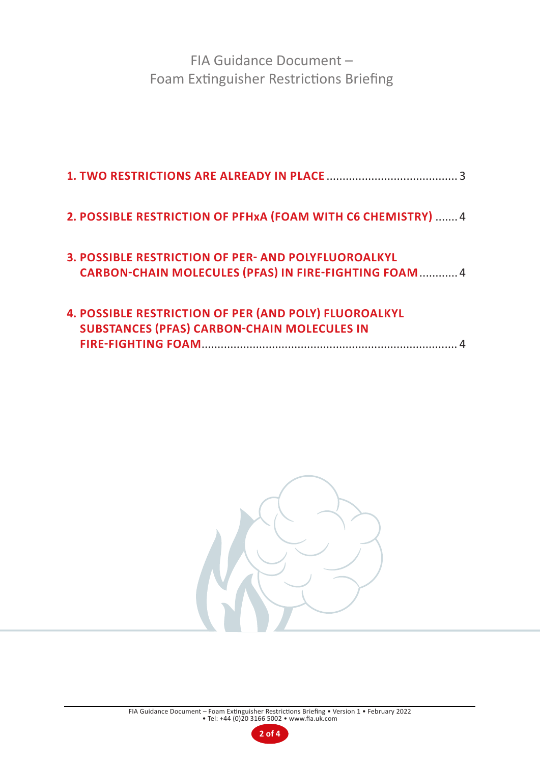# FIA Guidance Document – Foam Extinguisher Restrictions Briefing

**1. TWO RESTRICTIONS ARE ALREADY IN PLACE** ........................................ 3

**2. POSSIBLE RESTRICTION OF PFHxA (FOAM WITH C6 CHEMISTRY)** ....... 4

**3. POSSIBLE RESTRICTION OF PER- AND POLYFLUOROALKYL CARBON-CHAIN MOLECULES (PFAS) IN FIRE-FIGHTING FOAM** ............ 4

**4. POSSIBLE RESTRICTION OF PER (AND POLY) FLUOROALKYL SUBSTANCES (PFAS) CARBON-CHAIN MOLECULES IN FIRE-FIGHTING FOAM** ................................................................................ 4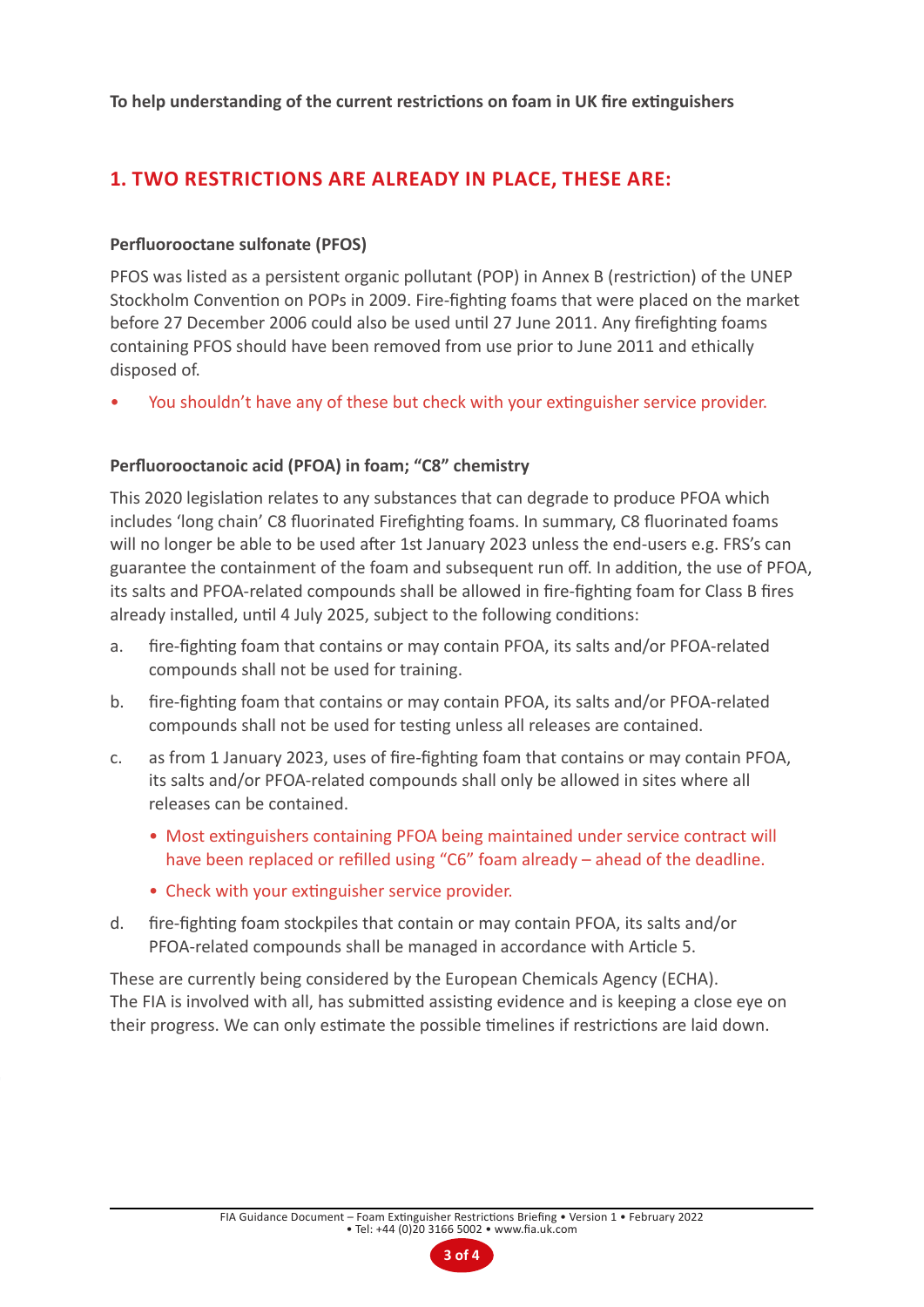**To help understanding of the current restrictions on foam in UK fire extinguishers**

## 1. TWO RESTRICTIONS ARE ALREADY IN PLACE, THESE ARE:

### Perfluorooctane sulfonate (PFOS)

PFOS was listed as a persistent organic pollutant (POP) in Annex B (restriction) of the UNEP Stockholm Convention on POPs in 2009. Fire-fighting foams that were placed on the market before 27 December 2006 could also be used until 27 June 2011. Any firefighting foams containing PFOS should have been removed from use prior to June 2011 and ethically disposed of.

- You shouldn't have any of these but check with your extinguisher service provider.

### Perfluorooctanoic acid (PFOA) in foam; "C8" chemistry

This 2020 legislation relates to any substances that can degrade to produce PFOA which includes 'long chain' C8 fluorinated Firefighting foams. In summary, C8 fluorinated foams will no longer be able to be used after 1st January 2023 unless the end-users e.g. FRS's can guarantee the containment of the foam and subsequent run off. In addition, the use of PFOA, its salts and PFOA-related compounds shall be allowed in fire-fighting foam for Class B fires already installed, until 4 July 2025, subject to the following conditions:

a. fire-fighting foam that contains or may contain PFOA, its salts and/or PFOA-related compounds shall not be used for training.

b. fire-fighting foam that contains or may contain PFOA, its salts and/or PFOA-related compounds shall not be used for testing unless all releases are contained.

c. as from 1 January 2023, uses of fire-fighting foam that contains or may contain PFOA, its salts and/or PFOA-related compounds shall only be allowed in sites where all releases can be contained.
   - Most extinguishers containing PFOA being maintained under service contract will have been replaced or refilled using "C6" foam already – ahead of the deadline.
   - Check with your extinguisher service provider.

d. fire-fighting foam stockpiles that contain or may contain PFOA, its salts and/or PFOA-related compounds shall be managed in accordance with Article 5.

These are currently being considered by the European Chemicals Agency (ECHA). The FIA is involved with all, has submitted assisting evidence and is keeping a close eye on their progress. We can only estimate the possible timelines if restrictions are laid down.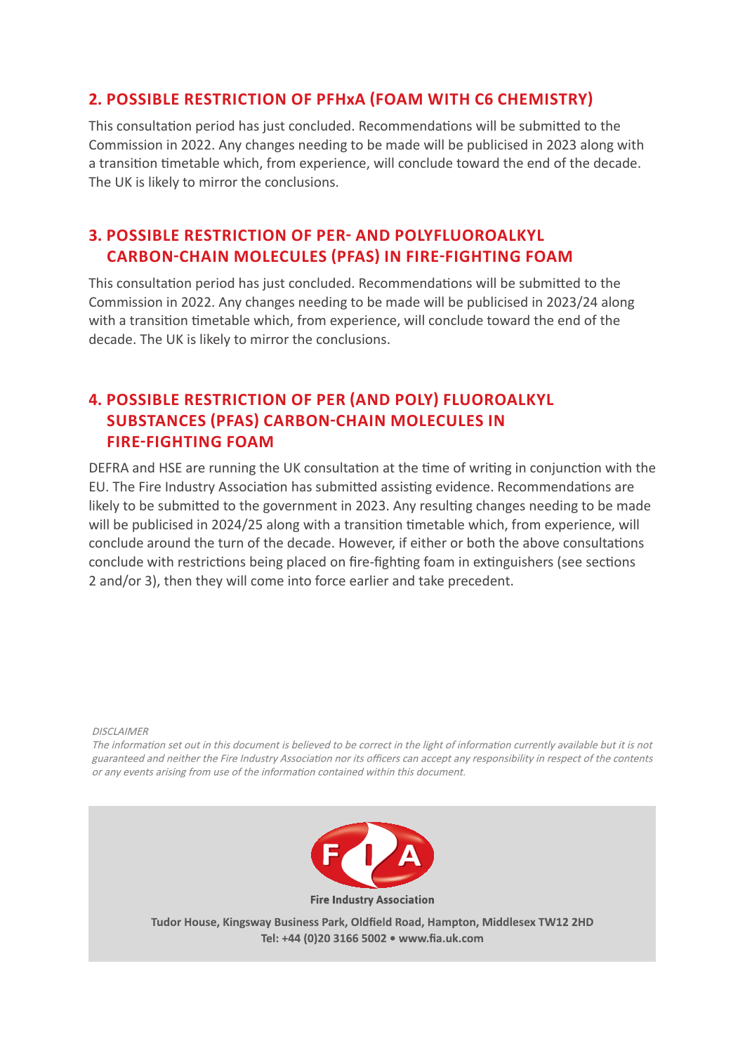## 2. POSSIBLE RESTRICTION OF PFHxA (FOAM WITH C6 CHEMISTRY)

This consultation period has just concluded. Recommendations will be submitted to the Commission in 2022. Any changes needing to be made will be publicised in 2023 along with a transition timetable which, from experience, will conclude toward the end of the decade. The UK is likely to mirror the conclusions.

## 3. POSSIBLE RESTRICTION OF PER- AND POLYFLUOROALKYL CARBON-CHAIN MOLECULES (PFAS) IN FIRE-FIGHTING FOAM

This consultation period has just concluded. Recommendations will be submitted to the Commission in 2022. Any changes needing to be made will be publicised in 2023/24 along with a transition timetable which, from experience, will conclude toward the end of the decade. The UK is likely to mirror the conclusions.

## 4. POSSIBLE RESTRICTION OF PER (AND POLY) FLUOROALKYL SUBSTANCES (PFAS) CARBON-CHAIN MOLECULES IN FIRE-FIGHTING FOAM

DEFRA and HSE are running the UK consultation at the time of writing in conjunction with the EU. The Fire Industry Association has submitted assisting evidence. Recommendations are likely to be submitted to the government in 2023. Any resulting changes needing to be made will be publicised in 2024/25 along with a transition timetable which, from experience, will conclude around the turn of the decade. However, if either or both the above consultations conclude with restrictions being placed on fire-fighting foam in extinguishers (see sections 2 and/or 3), then they will come into force earlier and take precedent.

*DISCLAIMER*
*The information set out in this document is believed to be correct in the light of information currently available but it is not guaranteed and neither the Fire Industry Association nor its officers can accept any responsibility in respect of the contents or any events arising from use of the information contained within this document.*

**Fire Industry Association**

**Tudor House, Kingsway Business Park, Oldfield Road, Hampton, Middlesex TW12 2HD**
**Tel: +44 (0)20 3166 5002 • www.fia.uk.com**